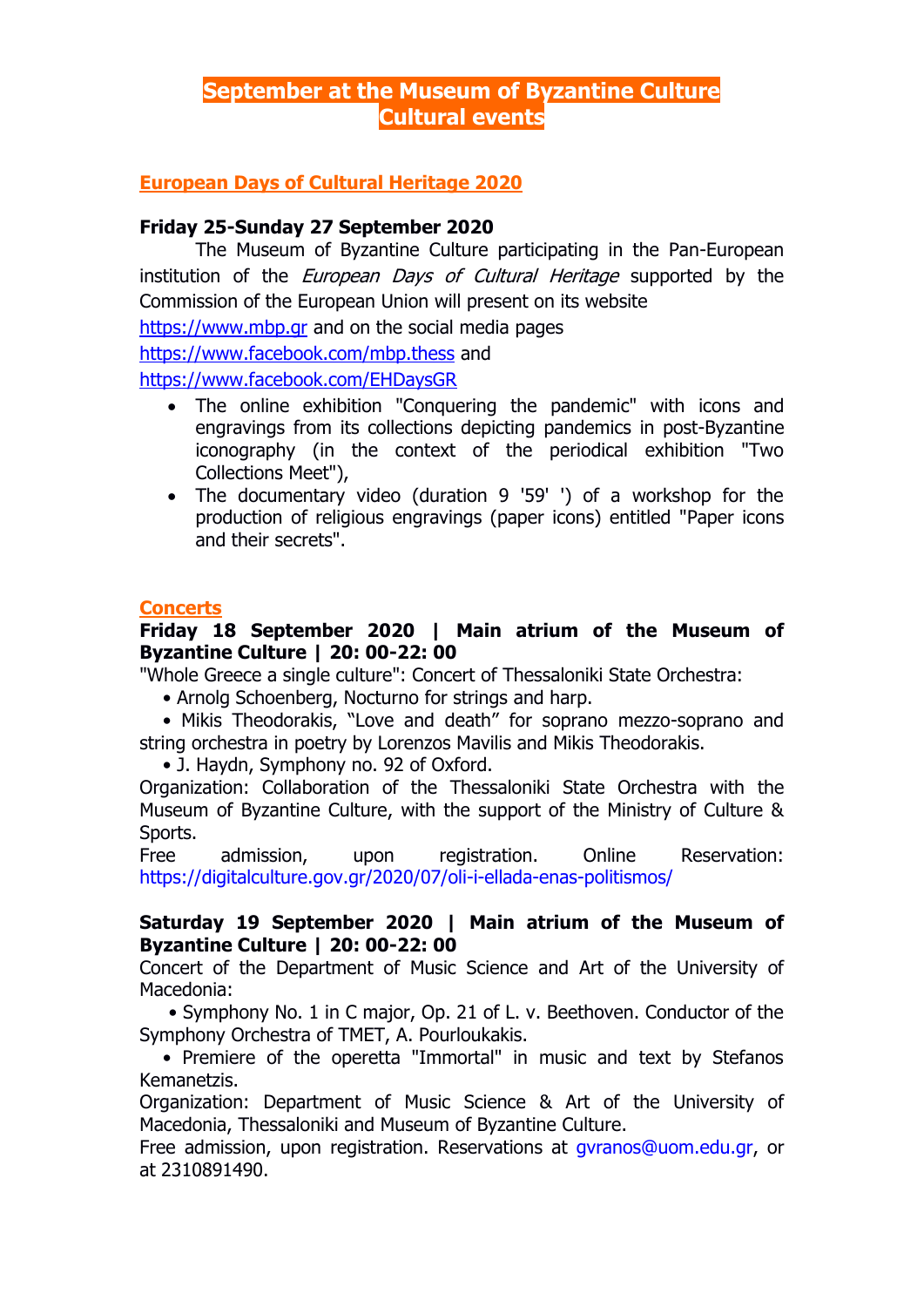# September at the Museum of Byzantine Culture
# Cultural events

## European Days of Cultural Heritage 2020

**Friday 25-Sunday 27 September 2020**

The Museum of Byzantine Culture participating in the Pan-European institution of the *European Days of Cultural Heritage* supported by the Commission of the European Union will present on its website https://www.mbp.gr and on the social media pages https://www.facebook.com/mbp.thess and https://www.facebook.com/EHDaysGR

- The online exhibition "Conquering the pandemic" with icons and engravings from its collections depicting pandemics in post-Byzantine iconography (in the context of the periodical exhibition "Two Collections Meet"),
- The documentary video (duration 9 '59' ') of a workshop for the production of religious engravings (paper icons) entitled "Paper icons and their secrets".

## Concerts

**Friday 18 September 2020 | Main atrium of the Museum of Byzantine Culture | 20: 00-22: 00**

"Whole Greece a single culture": Concert of Thessaloniki State Orchestra:

- Arnolg Schoenberg, Nocturno for strings and harp.
- Mikis Theodorakis, "Love and death" for soprano mezzo-soprano and string orchestra in poetry by Lorenzos Mavilis and Mikis Theodorakis.
- J. Haydn, Symphony no. 92 of Oxford.

Organization: Collaboration of the Thessaloniki State Orchestra with the Museum of Byzantine Culture, with the support of the Ministry of Culture & Sports.

Free admission, upon registration. Online Reservation: https://digitalculture.gov.gr/2020/07/oli-i-ellada-enas-politismos/

**Saturday 19 September 2020 | Main atrium of the Museum of Byzantine Culture | 20: 00-22: 00**

Concert of the Department of Music Science and Art of the University of Macedonia:

- Symphony No. 1 in C major, Op. 21 of L. v. Beethoven. Conductor of the Symphony Orchestra of TMET, A. Pourloukakis.
- Premiere of the operetta "Immortal" in music and text by Stefanos Kemanetzis.

Organization: Department of Music Science & Art of the University of Macedonia, Thessaloniki and Museum of Byzantine Culture.

Free admission, upon registration. Reservations at gvranos@uom.edu.gr, or at 2310891490.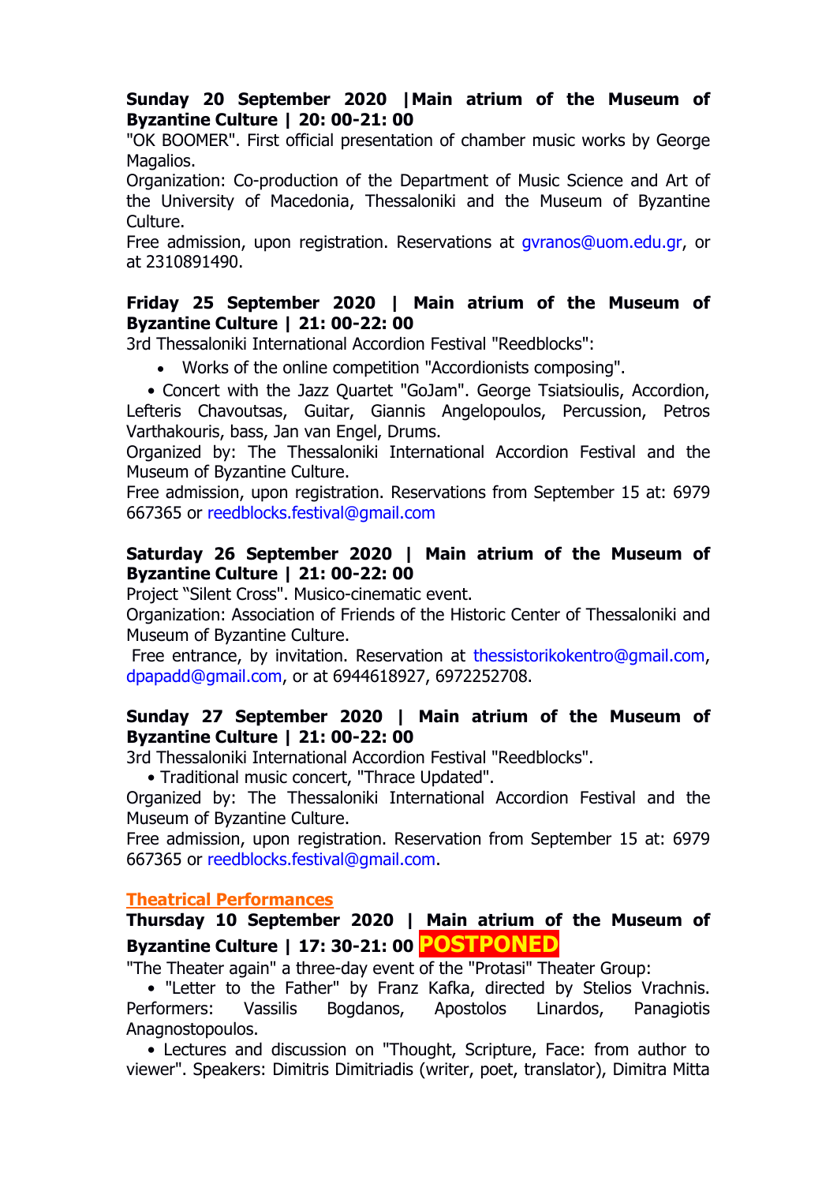**Sunday 20 September 2020 |Main atrium of the Museum of Byzantine Culture | 20: 00-21: 00**

"OK BOOMER". First official presentation of chamber music works by George Magalios.

Organization: Co-production of the Department of Music Science and Art of the University of Macedonia, Thessaloniki and the Museum of Byzantine Culture.

Free admission, upon registration. Reservations at gvranos@uom.edu.gr, or at 2310891490.

**Friday 25 September 2020 | Main atrium of the Museum of Byzantine Culture | 21: 00-22: 00**

3rd Thessaloniki International Accordion Festival "Reedblocks":

- Works of the online competition "Accordionists composing".

• Concert with the Jazz Quartet "GoJam". George Tsiatsioulis, Accordion, Lefteris Chavoutsas, Guitar, Giannis Angelopoulos, Percussion, Petros Varthakouris, bass, Jan van Engel, Drums.

Organized by: The Thessaloniki International Accordion Festival and the Museum of Byzantine Culture.

Free admission, upon registration. Reservations from September 15 at: 6979 667365 or reedblocks.festival@gmail.com

**Saturday 26 September 2020 | Main atrium of the Museum of Byzantine Culture | 21: 00-22: 00**

Project "Silent Cross". Musico-cinematic event.

Organization: Association of Friends of the Historic Center of Thessaloniki and Museum of Byzantine Culture.

Free entrance, by invitation. Reservation at thessistorikokentro@gmail.com, dpapadd@gmail.com, or at 6944618927, 6972252708.

**Sunday 27 September 2020 | Main atrium of the Museum of Byzantine Culture | 21: 00-22: 00**

3rd Thessaloniki International Accordion Festival "Reedblocks".

• Traditional music concert, "Thrace Updated".

Organized by: The Thessaloniki International Accordion Festival and the Museum of Byzantine Culture.

Free admission, upon registration. Reservation from September 15 at: 6979 667365 or reedblocks.festival@gmail.com.

## Theatrical Performances

**Thursday 10 September 2020 | Main atrium of the Museum of Byzantine Culture | 17: 30-21: 00 POSTPONED**

"The Theater again" a three-day event of the "Protasi" Theater Group:

• "Letter to the Father" by Franz Kafka, directed by Stelios Vrachnis. Performers: Vassilis Bogdanos, Apostolos Linardos, Panagiotis Anagnostopoulos.

• Lectures and discussion on "Thought, Scripture, Face: from author to viewer". Speakers: Dimitris Dimitriadis (writer, poet, translator), Dimitra Mitta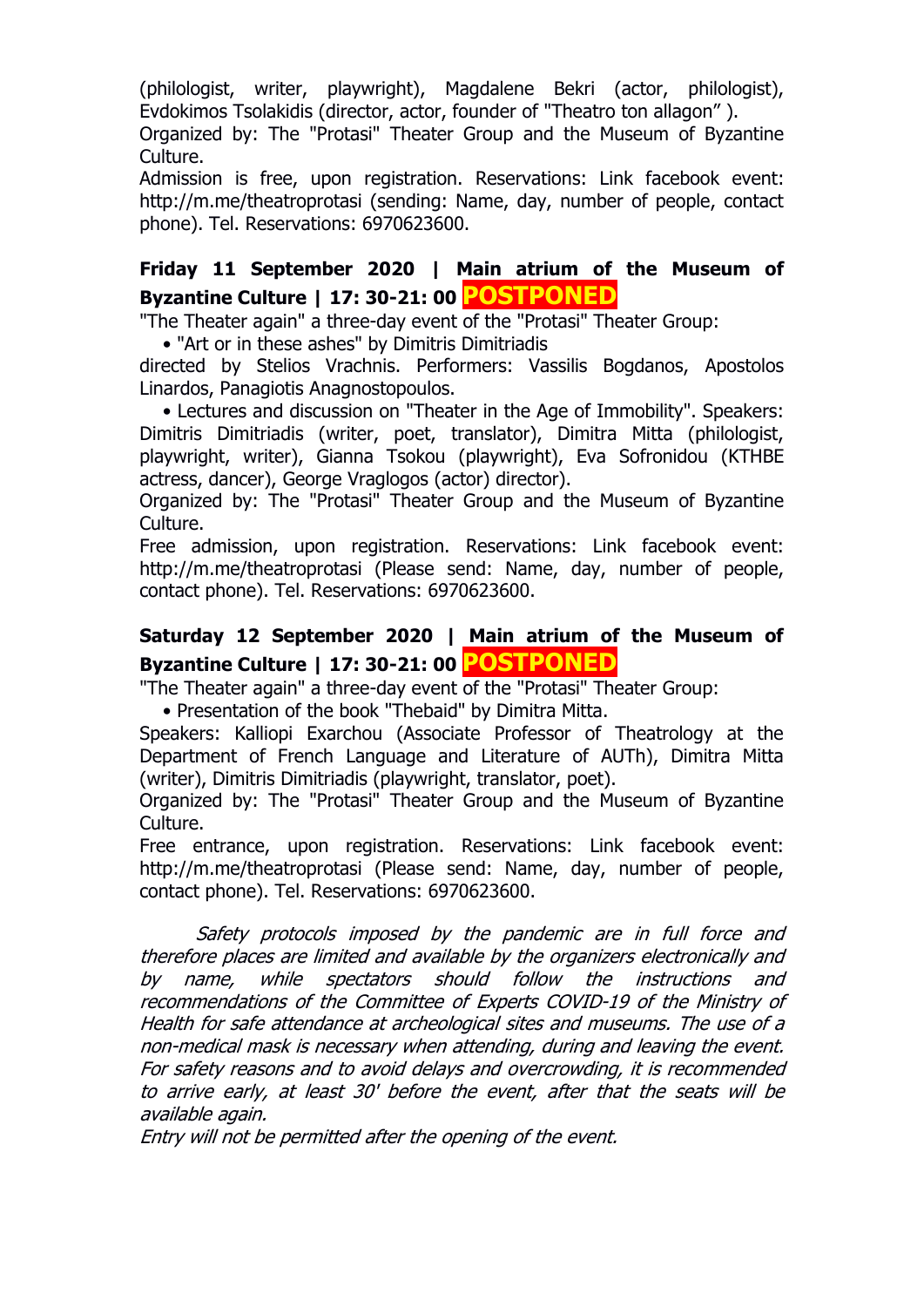(philologist, writer, playwright), Magdalene Bekri (actor, philologist), Evdokimos Tsolakidis (director, actor, founder of "Theatro ton allagon" ).
Organized by: The "Protasi" Theater Group and the Museum of Byzantine Culture.
Admission is free, upon registration. Reservations: Link facebook event: http://m.me/theatroprotasi (sending: Name, day, number of people, contact phone). Tel. Reservations: 6970623600.

**Friday 11 September 2020 | Main atrium of the Museum of Byzantine Culture | 17: 30-21: 00** **POSTPONED**

"The Theater again" a three-day event of the "Protasi" Theater Group:

- "Art or in these ashes" by Dimitris Dimitriadis

directed by Stelios Vrachnis. Performers: Vassilis Bogdanos, Apostolos Linardos, Panagiotis Anagnostopoulos.

- Lectures and discussion on "Theater in the Age of Immobility". Speakers: Dimitris Dimitriadis (writer, poet, translator), Dimitra Mitta (philologist, playwright, writer), Gianna Tsokou (playwright), Eva Sofronidou (KTHBE actress, dancer), George Vraglogos (actor) director).

Organized by: The "Protasi" Theater Group and the Museum of Byzantine Culture.
Free admission, upon registration. Reservations: Link facebook event: http://m.me/theatroprotasi (Please send: Name, day, number of people, contact phone). Tel. Reservations: 6970623600.

**Saturday 12 September 2020 | Main atrium of the Museum of Byzantine Culture | 17: 30-21: 00** **POSTPONED**

"The Theater again" a three-day event of the "Protasi" Theater Group:

- Presentation of the book "Thebaid" by Dimitra Mitta.

Speakers: Kalliopi Exarchou (Associate Professor of Theatrology at the Department of French Language and Literature of AUTh), Dimitra Mitta (writer), Dimitris Dimitriadis (playwright, translator, poet).
Organized by: The "Protasi" Theater Group and the Museum of Byzantine Culture.
Free entrance, upon registration. Reservations: Link facebook event: http://m.me/theatroprotasi (Please send: Name, day, number of people, contact phone). Tel. Reservations: 6970623600.

*Safety protocols imposed by the pandemic are in full force and therefore places are limited and available by the organizers electronically and by name, while spectators should follow the instructions and recommendations of the Committee of Experts COVID-19 of the Ministry of Health for safe attendance at archeological sites and museums. The use of a non-medical mask is necessary when attending, during and leaving the event. For safety reasons and to avoid delays and overcrowding, it is recommended to arrive early, at least 30' before the event, after that the seats will be available again.*
*Entry will not be permitted after the opening of the event.*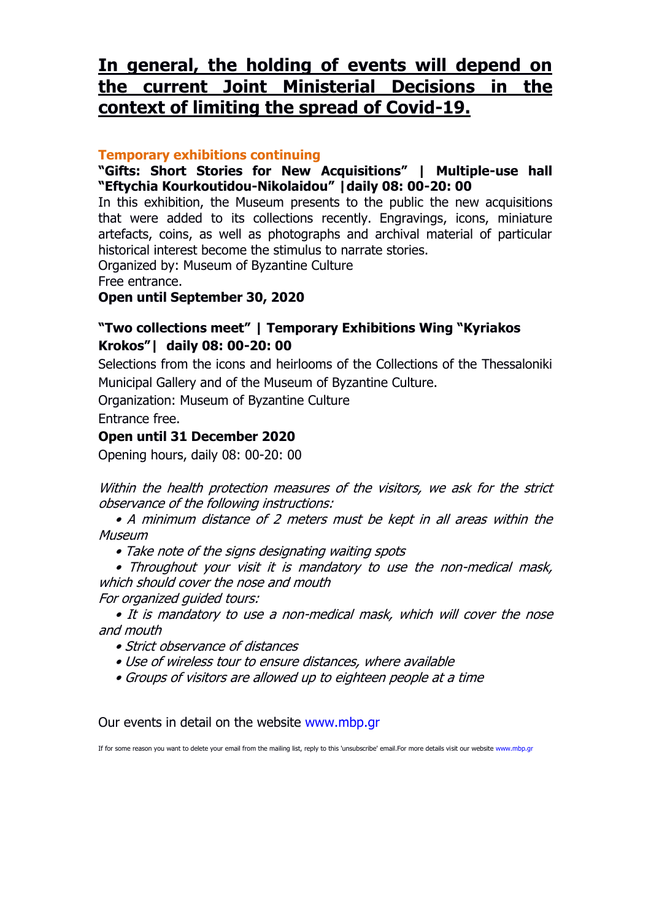# <u>In general, the holding of events will depend on the current Joint Ministerial Decisions in the context of limiting the spread of Covid-19.</u>

## Temporary exhibitions continuing

**"Gifts: Short Stories for New Acquisitions" | Multiple-use hall "Eftychia Kourkoutidou-Nikolaidou" |daily 08: 00-20: 00**

In this exhibition, the Museum presents to the public the new acquisitions that were added to its collections recently. Engravings, icons, miniature artefacts, coins, as well as photographs and archival material of particular historical interest become the stimulus to narrate stories.

Organized by: Museum of Byzantine Culture

Free entrance.

**Open until September 30, 2020**

**"Two collections meet" | Temporary Exhibitions Wing "Kyriakos Krokos"| daily 08: 00-20: 00**

Selections from the icons and heirlooms of the Collections of the Thessaloniki Municipal Gallery and of the Museum of Byzantine Culture.

Organization: Museum of Byzantine Culture

Entrance free.

**Open until 31 December 2020**

Opening hours, daily 08: 00-20: 00

*Within the health protection measures of the visitors, we ask for the strict observance of the following instructions:*

- *A minimum distance of 2 meters must be kept in all areas within the Museum*
- *Take note of the signs designating waiting spots*
- *Throughout your visit it is mandatory to use the non-medical mask, which should cover the nose and mouth*

*For organized guided tours:*

- *It is mandatory to use a non-medical mask, which will cover the nose and mouth*
- *Strict observance of distances*
- *Use of wireless tour to ensure distances, where available*
- *Groups of visitors are allowed up to eighteen people at a time*

Our events in detail on the website www.mbp.gr

If for some reason you want to delete your email from the mailing list, reply to this 'unsubscribe' email.For more details visit our website www.mbp.gr